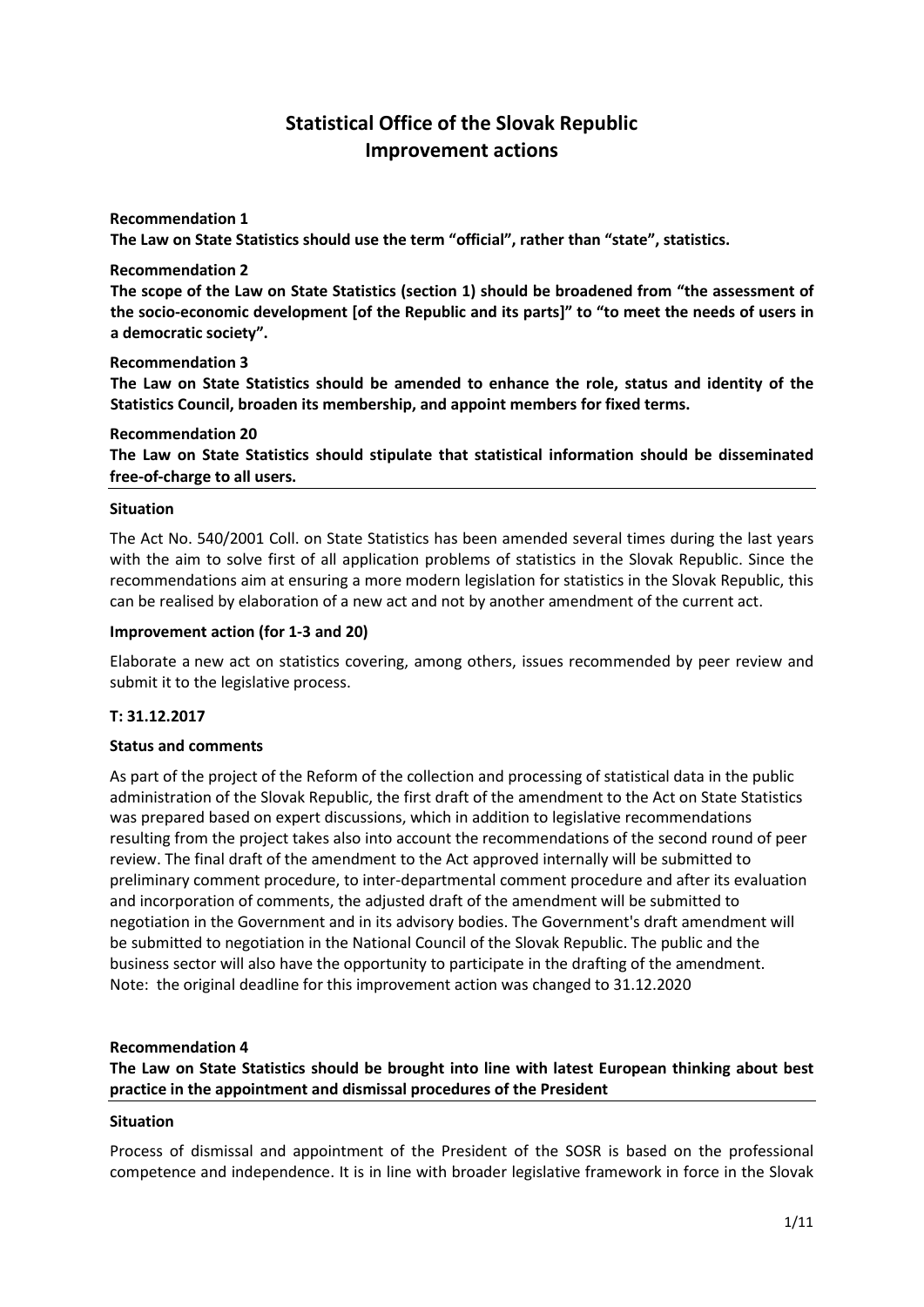# Statistical Office of the Slovak Republic
# Improvement actions

**Recommendation 1**

**The Law on State Statistics should use the term "official", rather than "state", statistics.**

**Recommendation 2**

**The scope of the Law on State Statistics (section 1) should be broadened from "the assessment of the socio-economic development [of the Republic and its parts]" to "to meet the needs of users in a democratic society".**

**Recommendation 3**

**The Law on State Statistics should be amended to enhance the role, status and identity of the Statistics Council, broaden its membership, and appoint members for fixed terms.**

**Recommendation 20**

**The Law on State Statistics should stipulate that statistical information should be disseminated free-of-charge to all users.**

**Situation**

The Act No. 540/2001 Coll. on State Statistics has been amended several times during the last years with the aim to solve first of all application problems of statistics in the Slovak Republic. Since the recommendations aim at ensuring a more modern legislation for statistics in the Slovak Republic, this can be realised by elaboration of a new act and not by another amendment of the current act.

**Improvement action (for 1-3 and 20)**

Elaborate a new act on statistics covering, among others, issues recommended by peer review and submit it to the legislative process.

**T: 31.12.2017**

**Status and comments**

As part of the project of the Reform of the collection and processing of statistical data in the public administration of the Slovak Republic, the first draft of the amendment to the Act on State Statistics was prepared based on expert discussions, which in addition to legislative recommendations resulting from the project takes also into account the recommendations of the second round of peer review. The final draft of the amendment to the Act approved internally will be submitted to preliminary comment procedure, to inter-departmental comment procedure and after its evaluation and incorporation of comments, the adjusted draft of the amendment will be submitted to negotiation in the Government and in its advisory bodies. The Government's draft amendment will be submitted to negotiation in the National Council of the Slovak Republic. The public and the business sector will also have the opportunity to participate in the drafting of the amendment.
Note: the original deadline for this improvement action was changed to 31.12.2020

**Recommendation 4**

**The Law on State Statistics should be brought into line with latest European thinking about best practice in the appointment and dismissal procedures of the President**

**Situation**

Process of dismissal and appointment of the President of the SOSR is based on the professional competence and independence. It is in line with broader legislative framework in force in the Slovak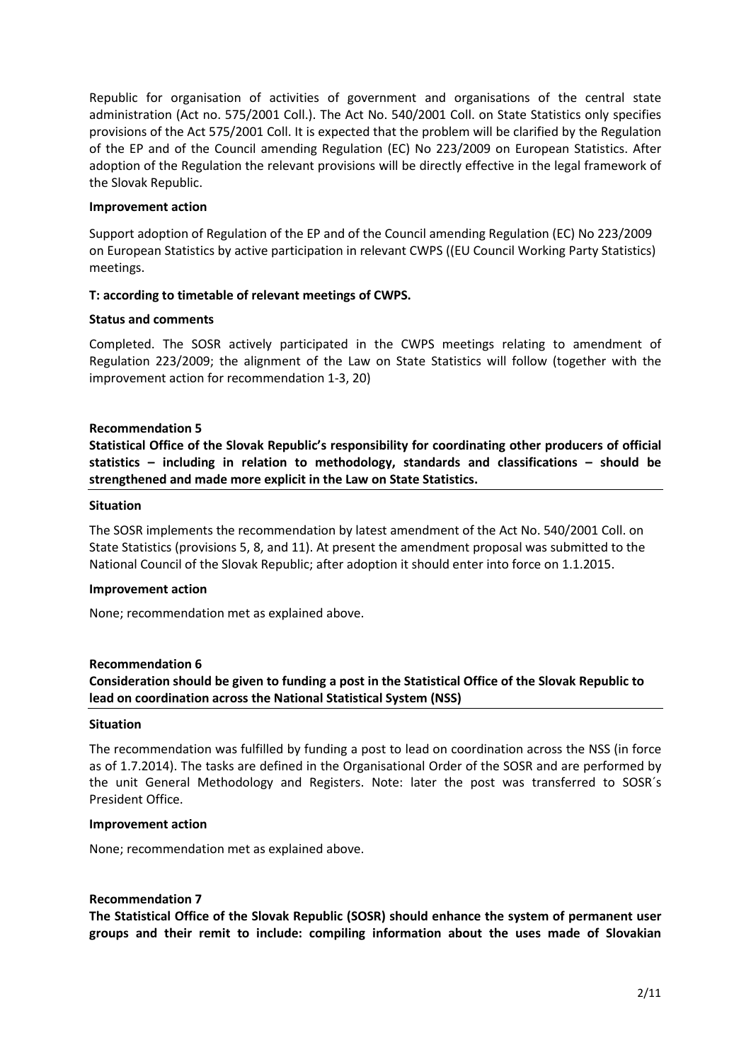Republic for organisation of activities of government and organisations of the central state administration (Act no. 575/2001 Coll.). The Act No. 540/2001 Coll. on State Statistics only specifies provisions of the Act 575/2001 Coll. It is expected that the problem will be clarified by the Regulation of the EP and of the Council amending Regulation (EC) No 223/2009 on European Statistics. After adoption of the Regulation the relevant provisions will be directly effective in the legal framework of the Slovak Republic.

**Improvement action**

Support adoption of Regulation of the EP and of the Council amending Regulation (EC) No 223/2009 on European Statistics by active participation in relevant CWPS ((EU Council Working Party Statistics) meetings.

**T: according to timetable of relevant meetings of CWPS.**

**Status and comments**

Completed. The SOSR actively participated in the CWPS meetings relating to amendment of Regulation 223/2009; the alignment of the Law on State Statistics will follow (together with the improvement action for recommendation 1-3, 20)

**Recommendation 5**

**Statistical Office of the Slovak Republic's responsibility for coordinating other producers of official statistics – including in relation to methodology, standards and classifications – should be strengthened and made more explicit in the Law on State Statistics.**

**Situation**

The SOSR implements the recommendation by latest amendment of the Act No. 540/2001 Coll. on State Statistics (provisions 5, 8, and 11). At present the amendment proposal was submitted to the National Council of the Slovak Republic; after adoption it should enter into force on 1.1.2015.

**Improvement action**

None; recommendation met as explained above.

**Recommendation 6**

**Consideration should be given to funding a post in the Statistical Office of the Slovak Republic to lead on coordination across the National Statistical System (NSS)**

**Situation**

The recommendation was fulfilled by funding a post to lead on coordination across the NSS (in force as of 1.7.2014). The tasks are defined in the Organisational Order of the SOSR and are performed by the unit General Methodology and Registers. Note: later the post was transferred to SOSR´s President Office.

**Improvement action**

None; recommendation met as explained above.

**Recommendation 7**

**The Statistical Office of the Slovak Republic (SOSR) should enhance the system of permanent user groups and their remit to include: compiling information about the uses made of Slovakian**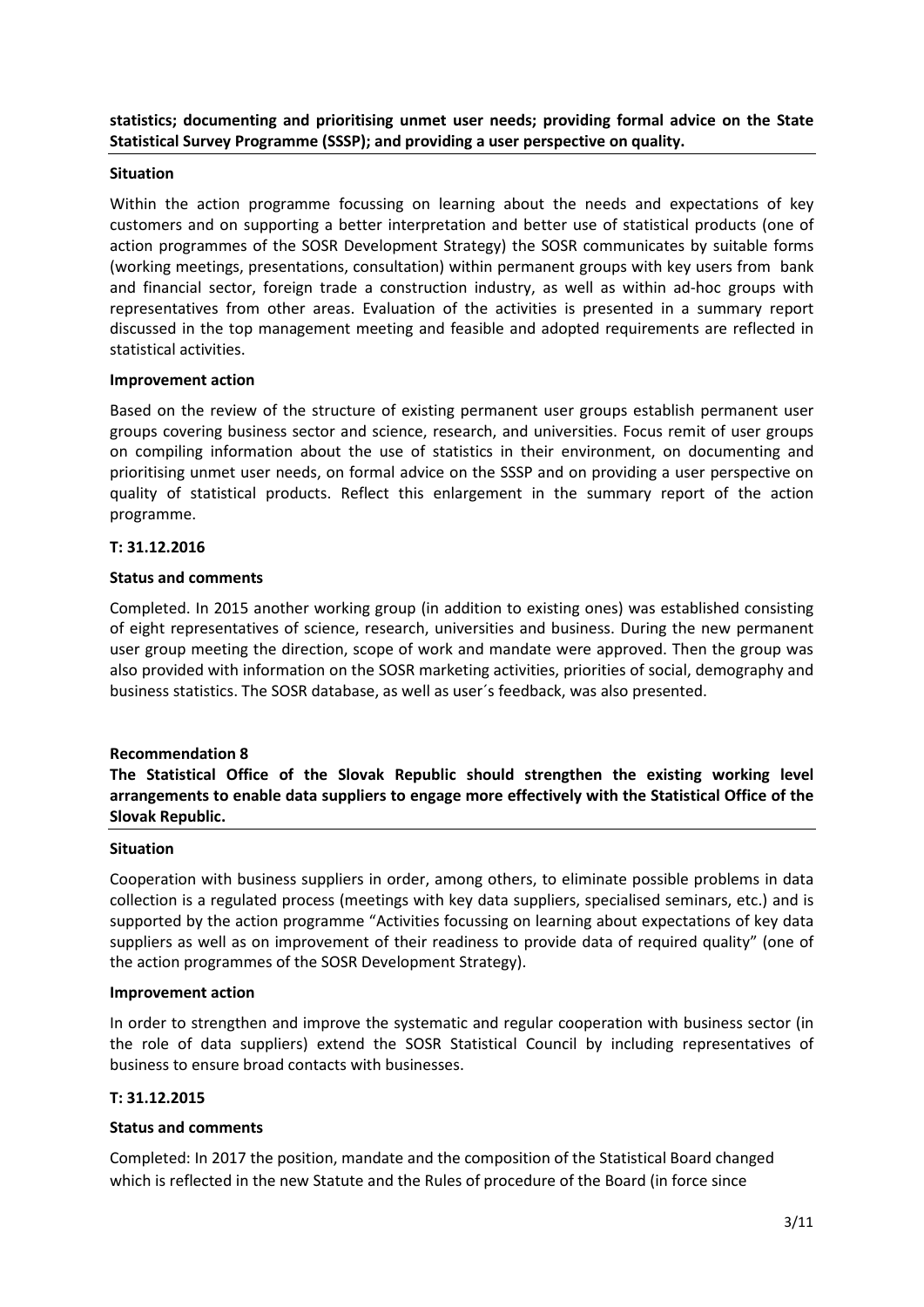**statistics; documenting and prioritising unmet user needs; providing formal advice on the State Statistical Survey Programme (SSSP); and providing a user perspective on quality.**

**Situation**

Within the action programme focussing on learning about the needs and expectations of key customers and on supporting a better interpretation and better use of statistical products (one of action programmes of the SOSR Development Strategy) the SOSR communicates by suitable forms (working meetings, presentations, consultation) within permanent groups with key users from bank and financial sector, foreign trade a construction industry, as well as within ad-hoc groups with representatives from other areas. Evaluation of the activities is presented in a summary report discussed in the top management meeting and feasible and adopted requirements are reflected in statistical activities.

**Improvement action**

Based on the review of the structure of existing permanent user groups establish permanent user groups covering business sector and science, research, and universities. Focus remit of user groups on compiling information about the use of statistics in their environment, on documenting and prioritising unmet user needs, on formal advice on the SSSP and on providing a user perspective on quality of statistical products. Reflect this enlargement in the summary report of the action programme.

**T: 31.12.2016**

**Status and comments**

Completed. In 2015 another working group (in addition to existing ones) was established consisting of eight representatives of science, research, universities and business. During the new permanent user group meeting the direction, scope of work and mandate were approved. Then the group was also provided with information on the SOSR marketing activities, priorities of social, demography and business statistics. The SOSR database, as well as user´s feedback, was also presented.

**Recommendation 8**

**The Statistical Office of the Slovak Republic should strengthen the existing working level arrangements to enable data suppliers to engage more effectively with the Statistical Office of the Slovak Republic.**

**Situation**

Cooperation with business suppliers in order, among others, to eliminate possible problems in data collection is a regulated process (meetings with key data suppliers, specialised seminars, etc.) and is supported by the action programme "Activities focussing on learning about expectations of key data suppliers as well as on improvement of their readiness to provide data of required quality" (one of the action programmes of the SOSR Development Strategy).

**Improvement action**

In order to strengthen and improve the systematic and regular cooperation with business sector (in the role of data suppliers) extend the SOSR Statistical Council by including representatives of business to ensure broad contacts with businesses.

**T: 31.12.2015**

**Status and comments**

Completed: In 2017 the position, mandate and the composition of the Statistical Board changed which is reflected in the new Statute and the Rules of procedure of the Board (in force since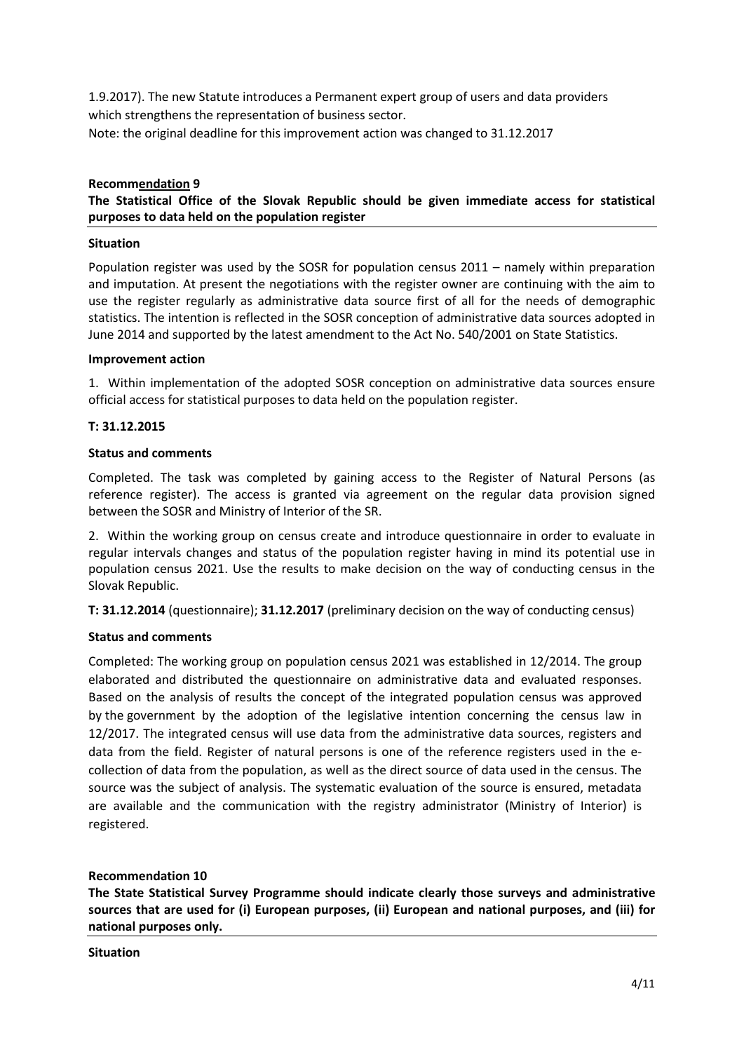1.9.2017). The new Statute introduces a Permanent expert group of users and data providers which strengthens the representation of business sector.
Note: the original deadline for this improvement action was changed to 31.12.2017

**Recommendation 9**

**The Statistical Office of the Slovak Republic should be given immediate access for statistical purposes to data held on the population register**

**Situation**

Population register was used by the SOSR for population census 2011 – namely within preparation and imputation. At present the negotiations with the register owner are continuing with the aim to use the register regularly as administrative data source first of all for the needs of demographic statistics. The intention is reflected in the SOSR conception of administrative data sources adopted in June 2014 and supported by the latest amendment to the Act No. 540/2001 on State Statistics.

**Improvement action**

1. Within implementation of the adopted SOSR conception on administrative data sources ensure official access for statistical purposes to data held on the population register.

**T: 31.12.2015**

**Status and comments**

Completed. The task was completed by gaining access to the Register of Natural Persons (as reference register). The access is granted via agreement on the regular data provision signed between the SOSR and Ministry of Interior of the SR.

2. Within the working group on census create and introduce questionnaire in order to evaluate in regular intervals changes and status of the population register having in mind its potential use in population census 2021. Use the results to make decision on the way of conducting census in the Slovak Republic.

**T: 31.12.2014** (questionnaire); **31.12.2017** (preliminary decision on the way of conducting census)

**Status and comments**

Completed: The working group on population census 2021 was established in 12/2014. The group elaborated and distributed the questionnaire on administrative data and evaluated responses. Based on the analysis of results the concept of the integrated population census was approved by the government by the adoption of the legislative intention concerning the census law in 12/2017. The integrated census will use data from the administrative data sources, registers and data from the field. Register of natural persons is one of the reference registers used in the e-collection of data from the population, as well as the direct source of data used in the census. The source was the subject of analysis. The systematic evaluation of the source is ensured, metadata are available and the communication with the registry administrator (Ministry of Interior) is registered.

**Recommendation 10**

**The State Statistical Survey Programme should indicate clearly those surveys and administrative sources that are used for (i) European purposes, (ii) European and national purposes, and (iii) for national purposes only.**

**Situation**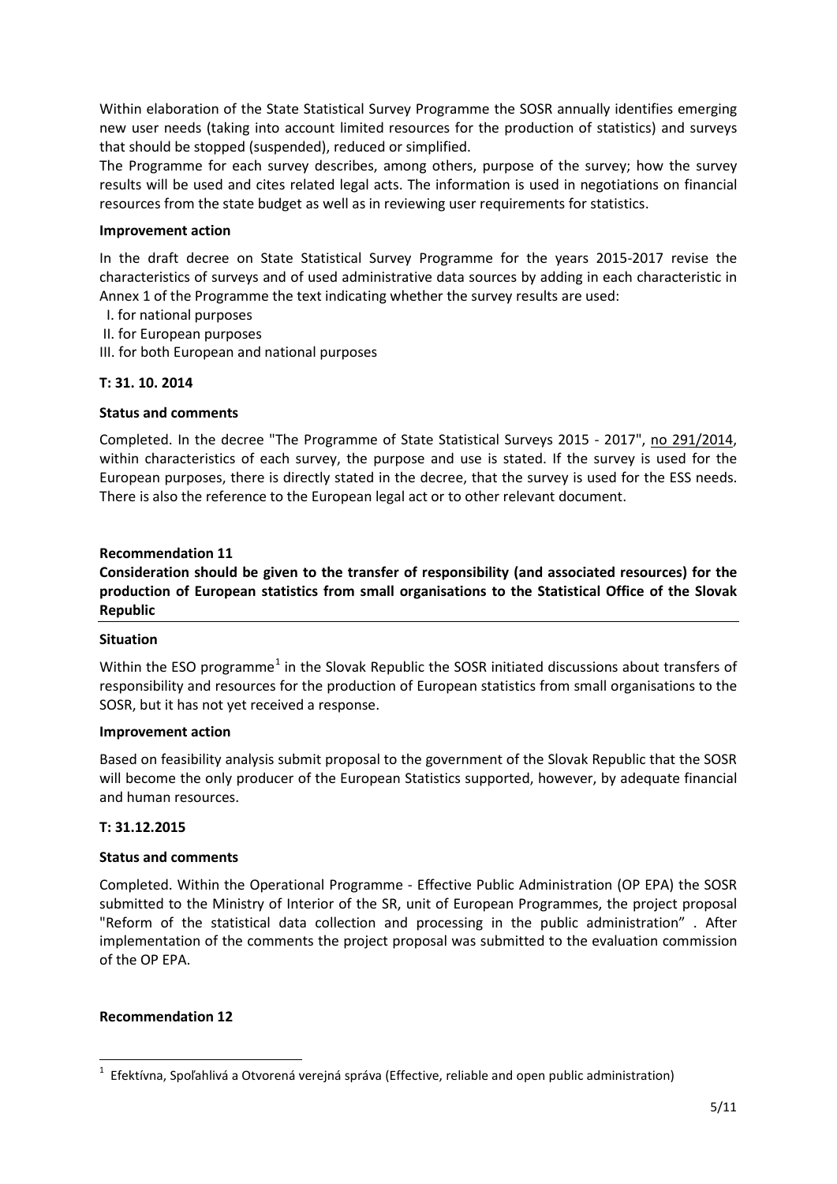Within elaboration of the State Statistical Survey Programme the SOSR annually identifies emerging new user needs (taking into account limited resources for the production of statistics) and surveys that should be stopped (suspended), reduced or simplified.

The Programme for each survey describes, among others, purpose of the survey; how the survey results will be used and cites related legal acts. The information is used in negotiations on financial resources from the state budget as well as in reviewing user requirements for statistics.

**Improvement action**

In the draft decree on State Statistical Survey Programme for the years 2015-2017 revise the characteristics of surveys and of used administrative data sources by adding in each characteristic in Annex 1 of the Programme the text indicating whether the survey results are used:

I. for national purposes
II. for European purposes
III. for both European and national purposes

**T: 31. 10. 2014**

**Status and comments**

Completed. In the decree "The Programme of State Statistical Surveys 2015 - 2017", no 291/2014, within characteristics of each survey, the purpose and use is stated. If the survey is used for the European purposes, there is directly stated in the decree, that the survey is used for the ESS needs. There is also the reference to the European legal act or to other relevant document.

**Recommendation 11**

**Consideration should be given to the transfer of responsibility (and associated resources) for the production of European statistics from small organisations to the Statistical Office of the Slovak Republic**

**Situation**

Within the ESO programme[1] in the Slovak Republic the SOSR initiated discussions about transfers of responsibility and resources for the production of European statistics from small organisations to the SOSR, but it has not yet received a response.

**Improvement action**

Based on feasibility analysis submit proposal to the government of the Slovak Republic that the SOSR will become the only producer of the European Statistics supported, however, by adequate financial and human resources.

**T: 31.12.2015**

**Status and comments**

Completed. Within the Operational Programme - Effective Public Administration (OP EPA) the SOSR submitted to the Ministry of Interior of the SR, unit of European Programmes, the project proposal "Reform of the statistical data collection and processing in the public administration" . After implementation of the comments the project proposal was submitted to the evaluation commission of the OP EPA.

**Recommendation 12**

[1] Efektívna, Spoľahlivá a Otvorená verejná správa (Effective, reliable and open public administration)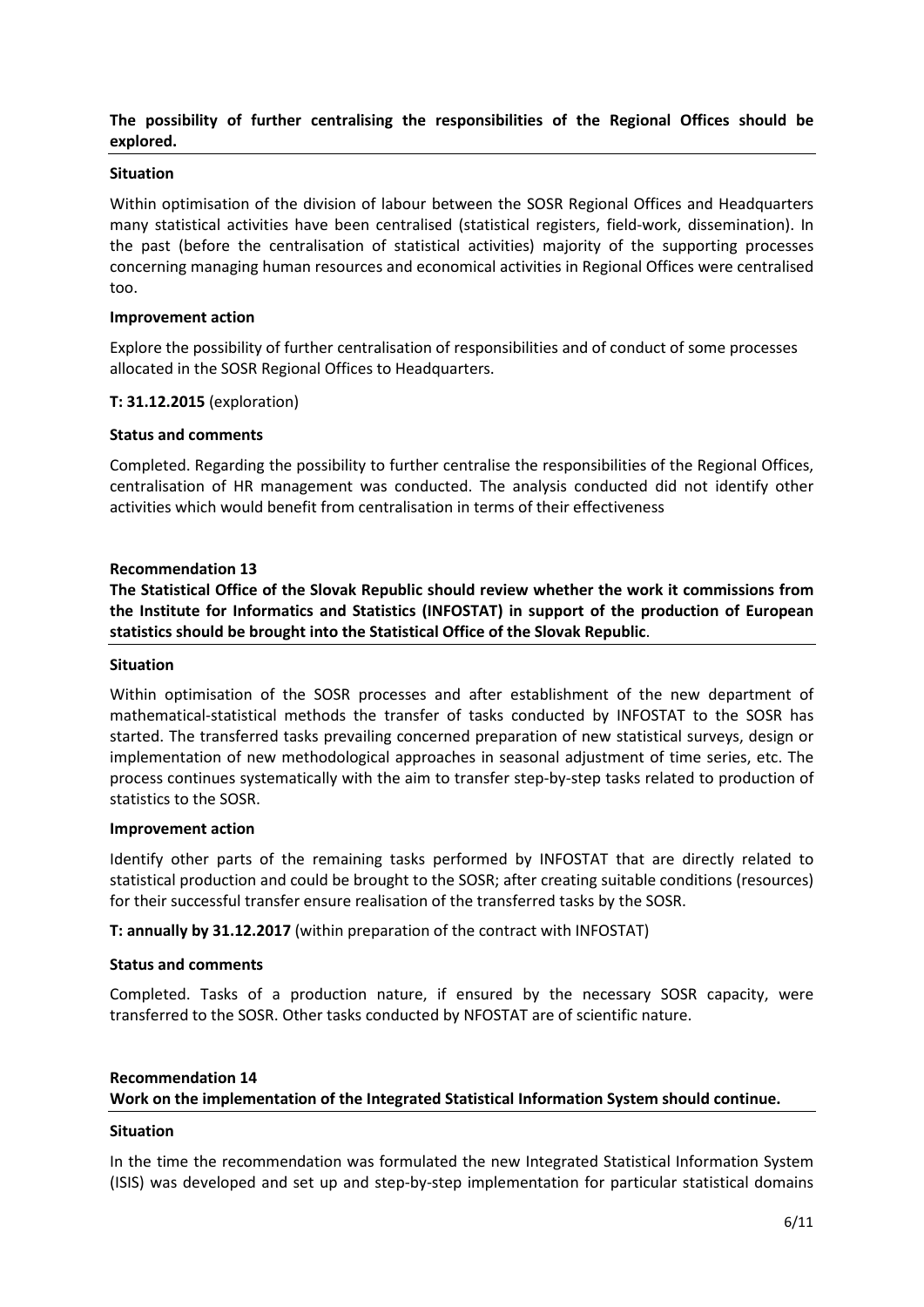**The possibility of further centralising the responsibilities of the Regional Offices should be explored.**

**Situation**

Within optimisation of the division of labour between the SOSR Regional Offices and Headquarters many statistical activities have been centralised (statistical registers, field-work, dissemination). In the past (before the centralisation of statistical activities) majority of the supporting processes concerning managing human resources and economical activities in Regional Offices were centralised too.

**Improvement action**

Explore the possibility of further centralisation of responsibilities and of conduct of some processes allocated in the SOSR Regional Offices to Headquarters.

**T: 31.12.2015** (exploration)

**Status and comments**

Completed. Regarding the possibility to further centralise the responsibilities of the Regional Offices, centralisation of HR management was conducted. The analysis conducted did not identify other activities which would benefit from centralisation in terms of their effectiveness

**Recommendation 13**

**The Statistical Office of the Slovak Republic should review whether the work it commissions from the Institute for Informatics and Statistics (INFOSTAT) in support of the production of European statistics should be brought into the Statistical Office of the Slovak Republic**.

**Situation**

Within optimisation of the SOSR processes and after establishment of the new department of mathematical-statistical methods the transfer of tasks conducted by INFOSTAT to the SOSR has started. The transferred tasks prevailing concerned preparation of new statistical surveys, design or implementation of new methodological approaches in seasonal adjustment of time series, etc. The process continues systematically with the aim to transfer step-by-step tasks related to production of statistics to the SOSR.

**Improvement action**

Identify other parts of the remaining tasks performed by INFOSTAT that are directly related to statistical production and could be brought to the SOSR; after creating suitable conditions (resources) for their successful transfer ensure realisation of the transferred tasks by the SOSR.

**T: annually by 31.12.2017** (within preparation of the contract with INFOSTAT)

**Status and comments**

Completed. Tasks of a production nature, if ensured by the necessary SOSR capacity, were transferred to the SOSR. Other tasks conducted by NFOSTAT are of scientific nature.

**Recommendation 14**

**Work on the implementation of the Integrated Statistical Information System should continue.**

**Situation**

In the time the recommendation was formulated the new Integrated Statistical Information System (ISIS) was developed and set up and step-by-step implementation for particular statistical domains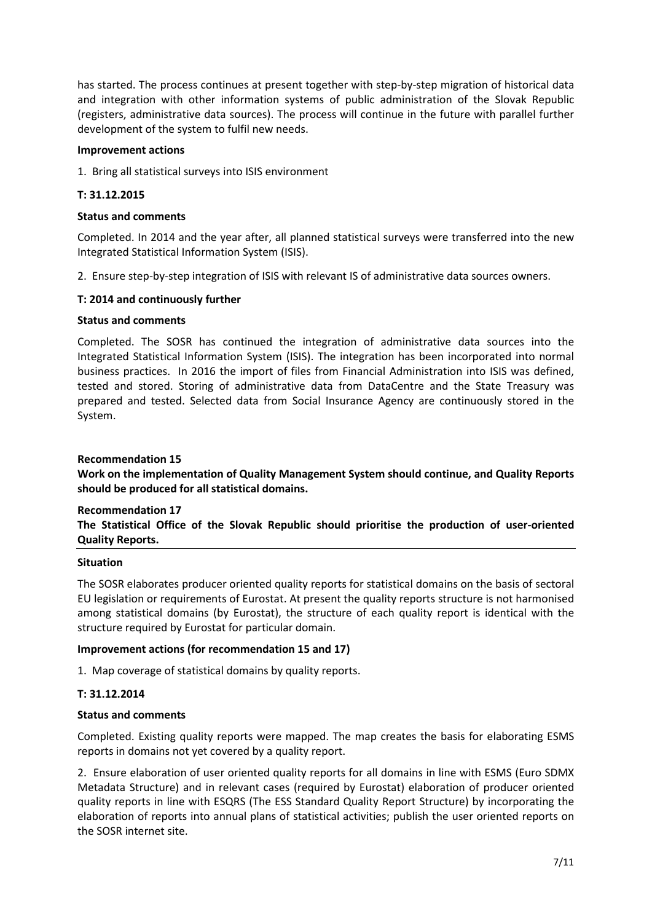has started. The process continues at present together with step-by-step migration of historical data and integration with other information systems of public administration of the Slovak Republic (registers, administrative data sources). The process will continue in the future with parallel further development of the system to fulfil new needs.

**Improvement actions**

1. Bring all statistical surveys into ISIS environment

**T: 31.12.2015**

**Status and comments**

Completed. In 2014 and the year after, all planned statistical surveys were transferred into the new Integrated Statistical Information System (ISIS).

2. Ensure step-by-step integration of ISIS with relevant IS of administrative data sources owners.

**T: 2014 and continuously further**

**Status and comments**

Completed. The SOSR has continued the integration of administrative data sources into the Integrated Statistical Information System (ISIS). The integration has been incorporated into normal business practices. In 2016 the import of files from Financial Administration into ISIS was defined, tested and stored. Storing of administrative data from DataCentre and the State Treasury was prepared and tested. Selected data from Social Insurance Agency are continuously stored in the System.

**Recommendation 15**

**Work on the implementation of Quality Management System should continue, and Quality Reports should be produced for all statistical domains.**

**Recommendation 17**

**The Statistical Office of the Slovak Republic should prioritise the production of user-oriented Quality Reports.**

**Situation**

The SOSR elaborates producer oriented quality reports for statistical domains on the basis of sectoral EU legislation or requirements of Eurostat. At present the quality reports structure is not harmonised among statistical domains (by Eurostat), the structure of each quality report is identical with the structure required by Eurostat for particular domain.

**Improvement actions (for recommendation 15 and 17)**

1. Map coverage of statistical domains by quality reports.

**T: 31.12.2014**

**Status and comments**

Completed. Existing quality reports were mapped. The map creates the basis for elaborating ESMS reports in domains not yet covered by a quality report.

2. Ensure elaboration of user oriented quality reports for all domains in line with ESMS (Euro SDMX Metadata Structure) and in relevant cases (required by Eurostat) elaboration of producer oriented quality reports in line with ESQRS (The ESS Standard Quality Report Structure) by incorporating the elaboration of reports into annual plans of statistical activities; publish the user oriented reports on the SOSR internet site.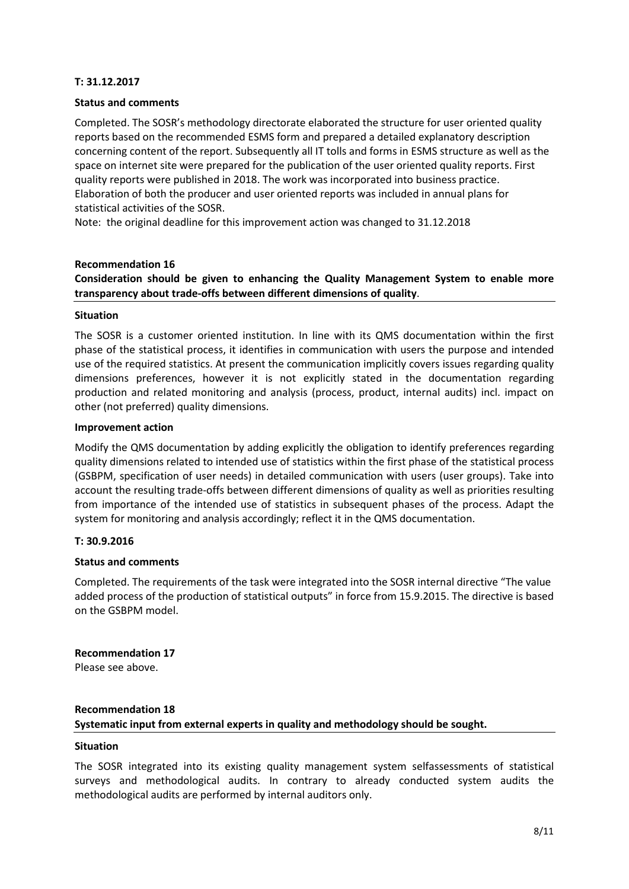**T: 31.12.2017**

**Status and comments**

Completed. The SOSR's methodology directorate elaborated the structure for user oriented quality reports based on the recommended ESMS form and prepared a detailed explanatory description concerning content of the report. Subsequently all IT tolls and forms in ESMS structure as well as the space on internet site were prepared for the publication of the user oriented quality reports. First quality reports were published in 2018. The work was incorporated into business practice. Elaboration of both the producer and user oriented reports was included in annual plans for statistical activities of the SOSR.

Note: the original deadline for this improvement action was changed to 31.12.2018

**Recommendation 16**

**Consideration should be given to enhancing the Quality Management System to enable more transparency about trade-offs between different dimensions of quality**.

**Situation**

The SOSR is a customer oriented institution. In line with its QMS documentation within the first phase of the statistical process, it identifies in communication with users the purpose and intended use of the required statistics. At present the communication implicitly covers issues regarding quality dimensions preferences, however it is not explicitly stated in the documentation regarding production and related monitoring and analysis (process, product, internal audits) incl. impact on other (not preferred) quality dimensions.

**Improvement action**

Modify the QMS documentation by adding explicitly the obligation to identify preferences regarding quality dimensions related to intended use of statistics within the first phase of the statistical process (GSBPM, specification of user needs) in detailed communication with users (user groups). Take into account the resulting trade-offs between different dimensions of quality as well as priorities resulting from importance of the intended use of statistics in subsequent phases of the process. Adapt the system for monitoring and analysis accordingly; reflect it in the QMS documentation.

**T: 30.9.2016**

**Status and comments**

Completed. The requirements of the task were integrated into the SOSR internal directive "The value added process of the production of statistical outputs" in force from 15.9.2015. The directive is based on the GSBPM model.

**Recommendation 17**

Please see above.

**Recommendation 18**

**Systematic input from external experts in quality and methodology should be sought.**

**Situation**

The SOSR integrated into its existing quality management system selfassessments of statistical surveys and methodological audits. In contrary to already conducted system audits the methodological audits are performed by internal auditors only.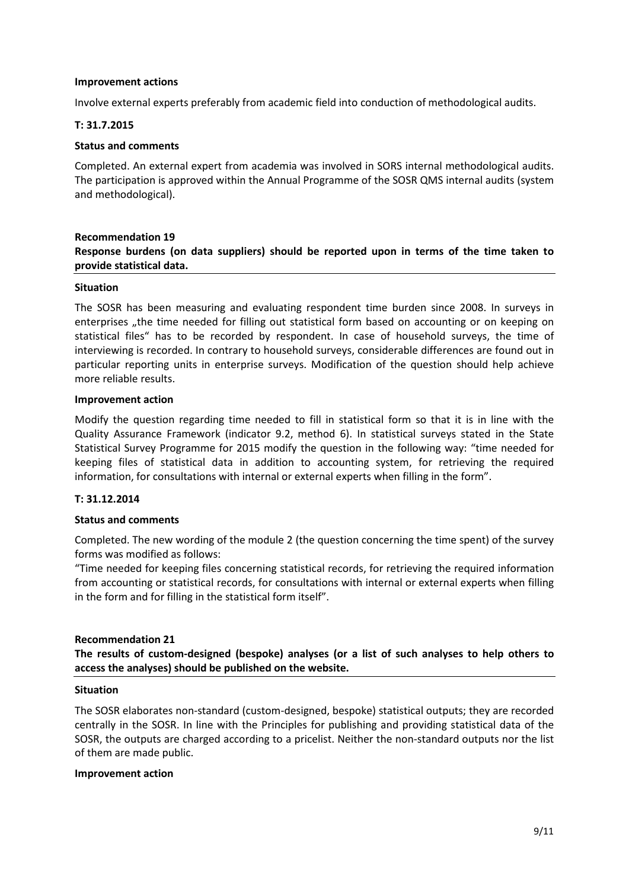**Improvement actions**

Involve external experts preferably from academic field into conduction of methodological audits.

**T: 31.7.2015**

**Status and comments**

Completed. An external expert from academia was involved in SORS internal methodological audits. The participation is approved within the Annual Programme of the SOSR QMS internal audits (system and methodological).

**Recommendation 19**

**Response burdens (on data suppliers) should be reported upon in terms of the time taken to provide statistical data.**

**Situation**

The SOSR has been measuring and evaluating respondent time burden since 2008. In surveys in enterprises „the time needed for filling out statistical form based on accounting or on keeping on statistical files" has to be recorded by respondent. In case of household surveys, the time of interviewing is recorded. In contrary to household surveys, considerable differences are found out in particular reporting units in enterprise surveys. Modification of the question should help achieve more reliable results.

**Improvement action**

Modify the question regarding time needed to fill in statistical form so that it is in line with the Quality Assurance Framework (indicator 9.2, method 6). In statistical surveys stated in the State Statistical Survey Programme for 2015 modify the question in the following way: "time needed for keeping files of statistical data in addition to accounting system, for retrieving the required information, for consultations with internal or external experts when filling in the form".

**T: 31.12.2014**

**Status and comments**

Completed. The new wording of the module 2 (the question concerning the time spent) of the survey forms was modified as follows:

"Time needed for keeping files concerning statistical records, for retrieving the required information from accounting or statistical records, for consultations with internal or external experts when filling in the form and for filling in the statistical form itself".

**Recommendation 21**

**The results of custom-designed (bespoke) analyses (or a list of such analyses to help others to access the analyses) should be published on the website.**

**Situation**

The SOSR elaborates non-standard (custom-designed, bespoke) statistical outputs; they are recorded centrally in the SOSR. In line with the Principles for publishing and providing statistical data of the SOSR, the outputs are charged according to a pricelist. Neither the non-standard outputs nor the list of them are made public.

**Improvement action**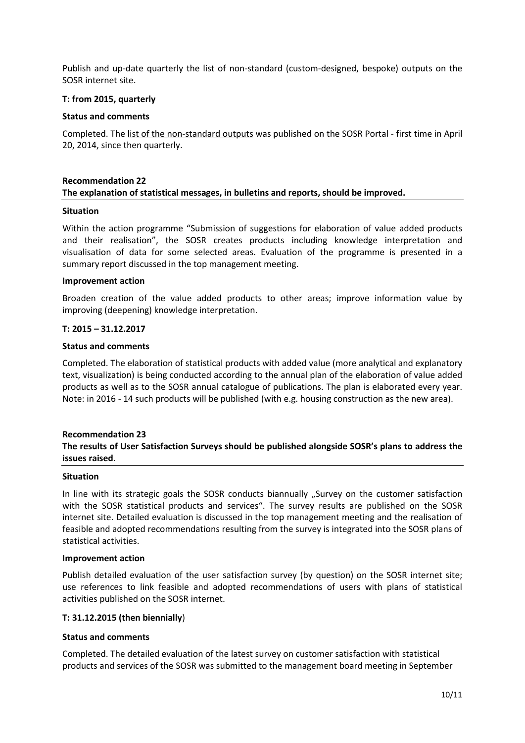Publish and up-date quarterly the list of non-standard (custom-designed, bespoke) outputs on the SOSR internet site.

**T: from 2015, quarterly**

**Status and comments**

Completed. The list of the non-standard outputs was published on the SOSR Portal - first time in April 20, 2014, since then quarterly.

**Recommendation 22**
**The explanation of statistical messages, in bulletins and reports, should be improved.**

**Situation**

Within the action programme "Submission of suggestions for elaboration of value added products and their realisation", the SOSR creates products including knowledge interpretation and visualisation of data for some selected areas. Evaluation of the programme is presented in a summary report discussed in the top management meeting.

**Improvement action**

Broaden creation of the value added products to other areas; improve information value by improving (deepening) knowledge interpretation.

**T: 2015 – 31.12.2017**

**Status and comments**

Completed. The elaboration of statistical products with added value (more analytical and explanatory text, visualization) is being conducted according to the annual plan of the elaboration of value added products as well as to the SOSR annual catalogue of publications. The plan is elaborated every year. Note: in 2016 - 14 such products will be published (with e.g. housing construction as the new area).

**Recommendation 23**
**The results of User Satisfaction Surveys should be published alongside SOSR's plans to address the issues raised**.

**Situation**

In line with its strategic goals the SOSR conducts biannually „Survey on the customer satisfaction with the SOSR statistical products and services". The survey results are published on the SOSR internet site. Detailed evaluation is discussed in the top management meeting and the realisation of feasible and adopted recommendations resulting from the survey is integrated into the SOSR plans of statistical activities.

**Improvement action**

Publish detailed evaluation of the user satisfaction survey (by question) on the SOSR internet site; use references to link feasible and adopted recommendations of users with plans of statistical activities published on the SOSR internet.

**T: 31.12.2015 (then biennially**)

**Status and comments**

Completed. The detailed evaluation of the latest survey on customer satisfaction with statistical products and services of the SOSR was submitted to the management board meeting in September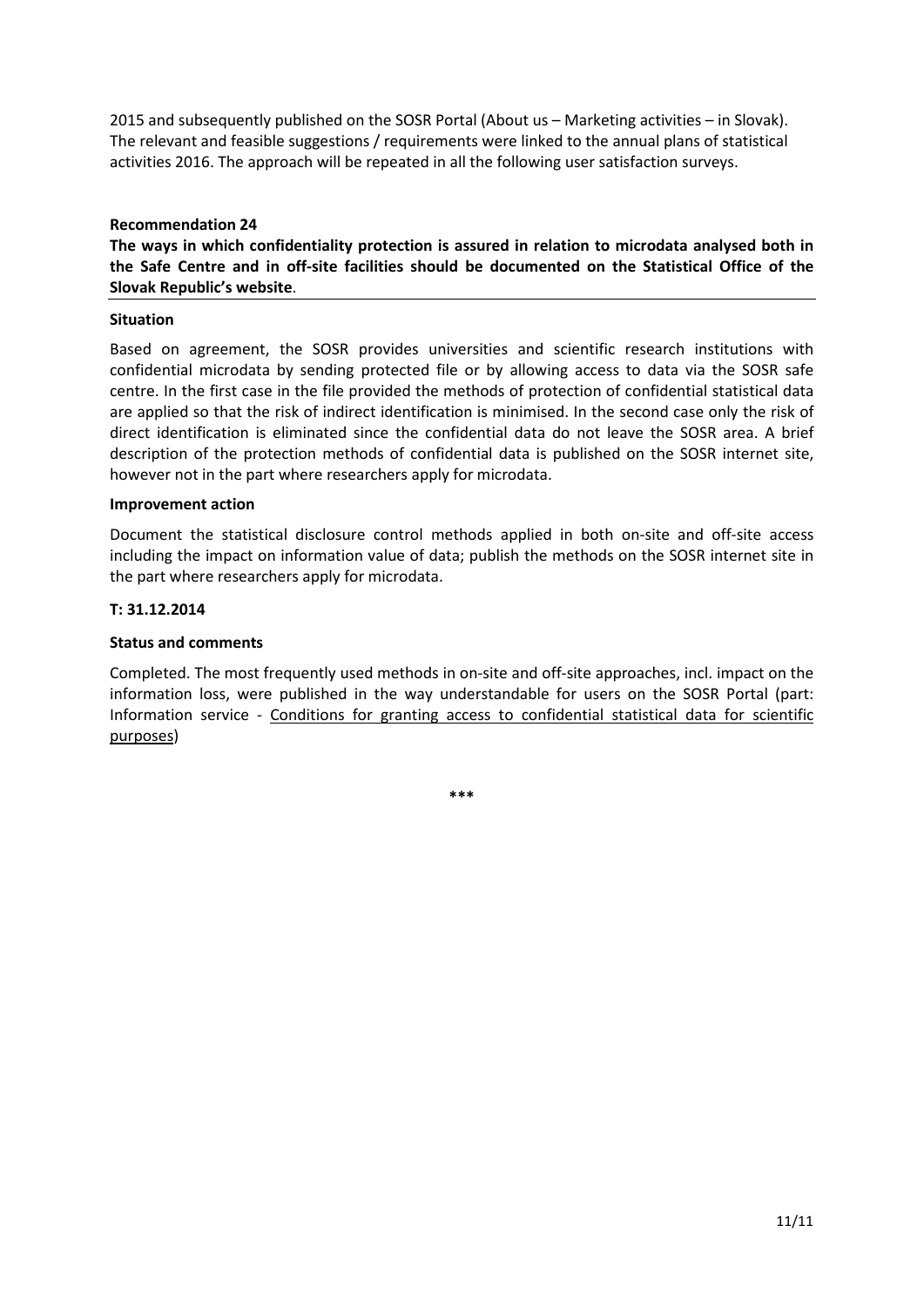2015 and subsequently published on the SOSR Portal (About us – Marketing activities – in Slovak). The relevant and feasible suggestions / requirements were linked to the annual plans of statistical activities 2016. The approach will be repeated in all the following user satisfaction surveys.

**Recommendation 24**

**The ways in which confidentiality protection is assured in relation to microdata analysed both in the Safe Centre and in off-site facilities should be documented on the Statistical Office of the Slovak Republic's website**.

**Situation**

Based on agreement, the SOSR provides universities and scientific research institutions with confidential microdata by sending protected file or by allowing access to data via the SOSR safe centre. In the first case in the file provided the methods of protection of confidential statistical data are applied so that the risk of indirect identification is minimised. In the second case only the risk of direct identification is eliminated since the confidential data do not leave the SOSR area. A brief description of the protection methods of confidential data is published on the SOSR internet site, however not in the part where researchers apply for microdata.

**Improvement action**

Document the statistical disclosure control methods applied in both on-site and off-site access including the impact on information value of data; publish the methods on the SOSR internet site in the part where researchers apply for microdata.

**T: 31.12.2014**

**Status and comments**

Completed. The most frequently used methods in on-site and off-site approaches, incl. impact on the information loss, were published in the way understandable for users on the SOSR Portal (part: Information service - Conditions for granting access to confidential statistical data for scientific purposes)

***